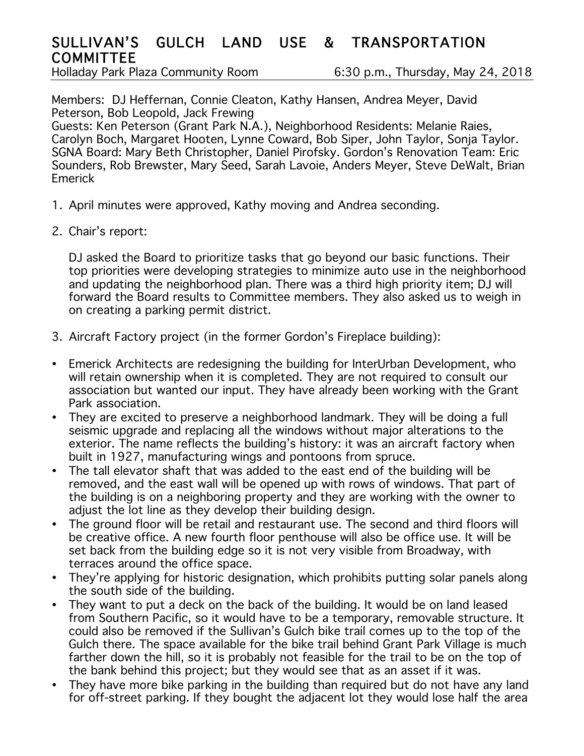# SULLIVAN'S GULCH LAND USE & TRANSPORTATION COMMITTEE

Holladay Park Plaza Community Room 6:30 p.m., Thursday, May 24, 2018

Members: DJ Heffernan, Connie Cleaton, Kathy Hansen, Andrea Meyer, David Peterson, Bob Leopold, Jack Frewing
Guests: Ken Peterson (Grant Park N.A.), Neighborhood Residents: Melanie Raies, Carolyn Boch, Margaret Hooten, Lynne Coward, Bob Siper, John Taylor, Sonja Taylor. SGNA Board: Mary Beth Christopher, Daniel Pirofsky. Gordon's Renovation Team: Eric Sounders, Rob Brewster, Mary Seed, Sarah Lavoie, Anders Meyer, Steve DeWalt, Brian Emerick

1. April minutes were approved, Kathy moving and Andrea seconding.

2. Chair's report:

   DJ asked the Board to prioritize tasks that go beyond our basic functions. Their top priorities were developing strategies to minimize auto use in the neighborhood and updating the neighborhood plan. There was a third high priority item; DJ will forward the Board results to Committee members. They also asked us to weigh in on creating a parking permit district.

3. Aircraft Factory project (in the former Gordon's Fireplace building):

- Emerick Architects are redesigning the building for InterUrban Development, who will retain ownership when it is completed. They are not required to consult our association but wanted our input. They have already been working with the Grant Park association.
- They are excited to preserve a neighborhood landmark. They will be doing a full seismic upgrade and replacing all the windows without major alterations to the exterior. The name reflects the building's history: it was an aircraft factory when built in 1927, manufacturing wings and pontoons from spruce.
- The tall elevator shaft that was added to the east end of the building will be removed, and the east wall will be opened up with rows of windows. That part of the building is on a neighboring property and they are working with the owner to adjust the lot line as they develop their building design.
- The ground floor will be retail and restaurant use. The second and third floors will be creative office. A new fourth floor penthouse will also be office use. It will be set back from the building edge so it is not very visible from Broadway, with terraces around the office space.
- They're applying for historic designation, which prohibits putting solar panels along the south side of the building.
- They want to put a deck on the back of the building. It would be on land leased from Southern Pacific, so it would have to be a temporary, removable structure. It could also be removed if the Sullivan's Gulch bike trail comes up to the top of the Gulch there. The space available for the bike trail behind Grant Park Village is much farther down the hill, so it is probably not feasible for the trail to be on the top of the bank behind this project; but they would see that as an asset if it was.
- They have more bike parking in the building than required but do not have any land for off-street parking. If they bought the adjacent lot they would lose half the area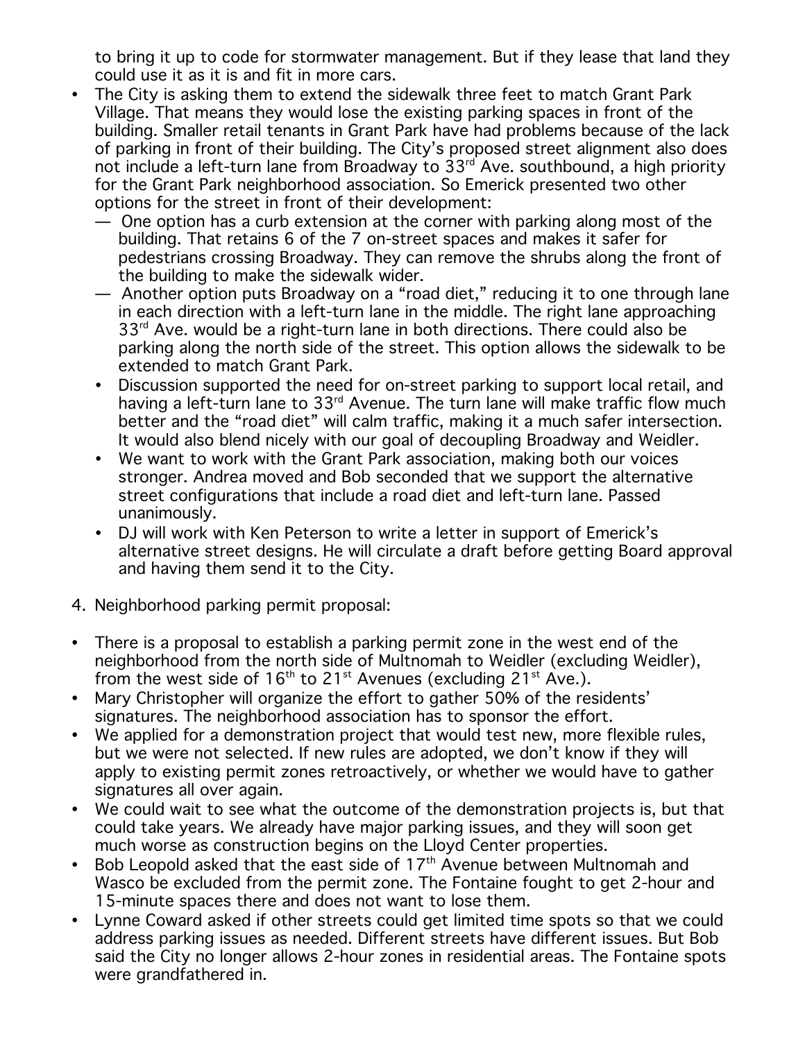to bring it up to code for stormwater management. But if they lease that land they could use it as it is and fit in more cars.

- The City is asking them to extend the sidewalk three feet to match Grant Park Village. That means they would lose the existing parking spaces in front of the building. Smaller retail tenants in Grant Park have had problems because of the lack of parking in front of their building. The City's proposed street alignment also does not include a left-turn lane from Broadway to 33rd Ave. southbound, a high priority for the Grant Park neighborhood association. So Emerick presented two other options for the street in front of their development:
  - One option has a curb extension at the corner with parking along most of the building. That retains 6 of the 7 on-street spaces and makes it safer for pedestrians crossing Broadway. They can remove the shrubs along the front of the building to make the sidewalk wider.
  - Another option puts Broadway on a "road diet," reducing it to one through lane in each direction with a left-turn lane in the middle. The right lane approaching 33rd Ave. would be a right-turn lane in both directions. There could also be parking along the north side of the street. This option allows the sidewalk to be extended to match Grant Park.
  - Discussion supported the need for on-street parking to support local retail, and having a left-turn lane to 33rd Avenue. The turn lane will make traffic flow much better and the "road diet" will calm traffic, making it a much safer intersection. It would also blend nicely with our goal of decoupling Broadway and Weidler.
  - We want to work with the Grant Park association, making both our voices stronger. Andrea moved and Bob seconded that we support the alternative street configurations that include a road diet and left-turn lane. Passed unanimously.
  - DJ will work with Ken Peterson to write a letter in support of Emerick's alternative street designs. He will circulate a draft before getting Board approval and having them send it to the City.

4. Neighborhood parking permit proposal:

- There is a proposal to establish a parking permit zone in the west end of the neighborhood from the north side of Multnomah to Weidler (excluding Weidler), from the west side of 16th to 21st Avenues (excluding 21st Ave.).
- Mary Christopher will organize the effort to gather 50% of the residents' signatures. The neighborhood association has to sponsor the effort.
- We applied for a demonstration project that would test new, more flexible rules, but we were not selected. If new rules are adopted, we don't know if they will apply to existing permit zones retroactively, or whether we would have to gather signatures all over again.
- We could wait to see what the outcome of the demonstration projects is, but that could take years. We already have major parking issues, and they will soon get much worse as construction begins on the Lloyd Center properties.
- Bob Leopold asked that the east side of 17th Avenue between Multnomah and Wasco be excluded from the permit zone. The Fontaine fought to get 2-hour and 15-minute spaces there and does not want to lose them.
- Lynne Coward asked if other streets could get limited time spots so that we could address parking issues as needed. Different streets have different issues. But Bob said the City no longer allows 2-hour zones in residential areas. The Fontaine spots were grandfathered in.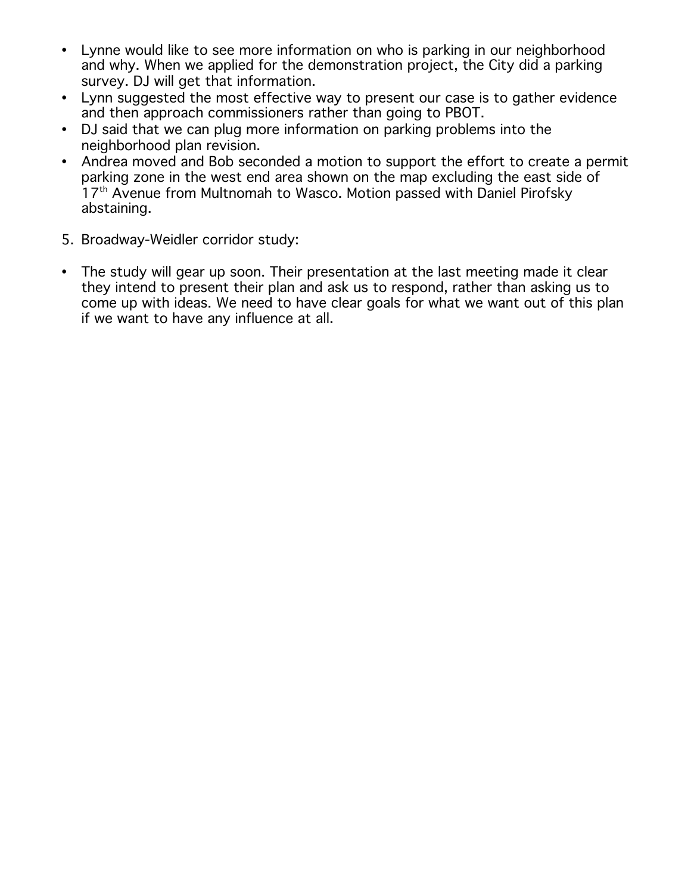- Lynne would like to see more information on who is parking in our neighborhood and why. When we applied for the demonstration project, the City did a parking survey. DJ will get that information.
- Lynn suggested the most effective way to present our case is to gather evidence and then approach commissioners rather than going to PBOT.
- DJ said that we can plug more information on parking problems into the neighborhood plan revision.
- Andrea moved and Bob seconded a motion to support the effort to create a permit parking zone in the west end area shown on the map excluding the east side of 17th Avenue from Multnomah to Wasco. Motion passed with Daniel Pirofsky abstaining.

5. Broadway-Weidler corridor study:

- The study will gear up soon. Their presentation at the last meeting made it clear they intend to present their plan and ask us to respond, rather than asking us to come up with ideas. We need to have clear goals for what we want out of this plan if we want to have any influence at all.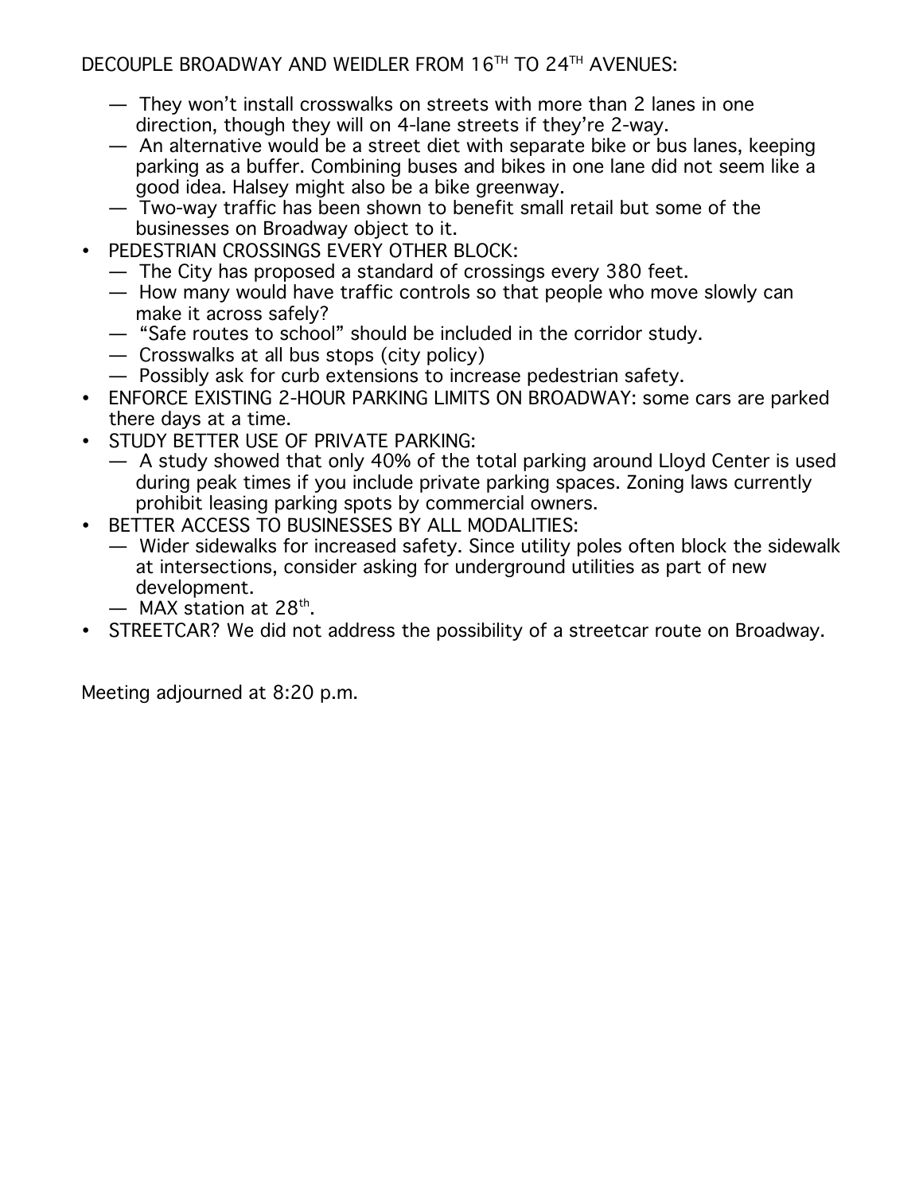DECOUPLE BROADWAY AND WEIDLER FROM 16TH TO 24TH AVENUES:

- — They won't install crosswalks on streets with more than 2 lanes in one direction, though they will on 4-lane streets if they're 2-way.
- — An alternative would be a street diet with separate bike or bus lanes, keeping parking as a buffer. Combining buses and bikes in one lane did not seem like a good idea. Halsey might also be a bike greenway.
- — Two-way traffic has been shown to benefit small retail but some of the businesses on Broadway object to it.

- PEDESTRIAN CROSSINGS EVERY OTHER BLOCK:
  - — The City has proposed a standard of crossings every 380 feet.
  - — How many would have traffic controls so that people who move slowly can make it across safely?
  - — "Safe routes to school" should be included in the corridor study.
  - — Crosswalks at all bus stops (city policy)
  - — Possibly ask for curb extensions to increase pedestrian safety.
- ENFORCE EXISTING 2-HOUR PARKING LIMITS ON BROADWAY: some cars are parked there days at a time.
- STUDY BETTER USE OF PRIVATE PARKING:
  - — A study showed that only 40% of the total parking around Lloyd Center is used during peak times if you include private parking spaces. Zoning laws currently prohibit leasing parking spots by commercial owners.
- BETTER ACCESS TO BUSINESSES BY ALL MODALITIES:
  - — Wider sidewalks for increased safety. Since utility poles often block the sidewalk at intersections, consider asking for underground utilities as part of new development.
  - — MAX station at 28th.
- STREETCAR? We did not address the possibility of a streetcar route on Broadway.

Meeting adjourned at 8:20 p.m.